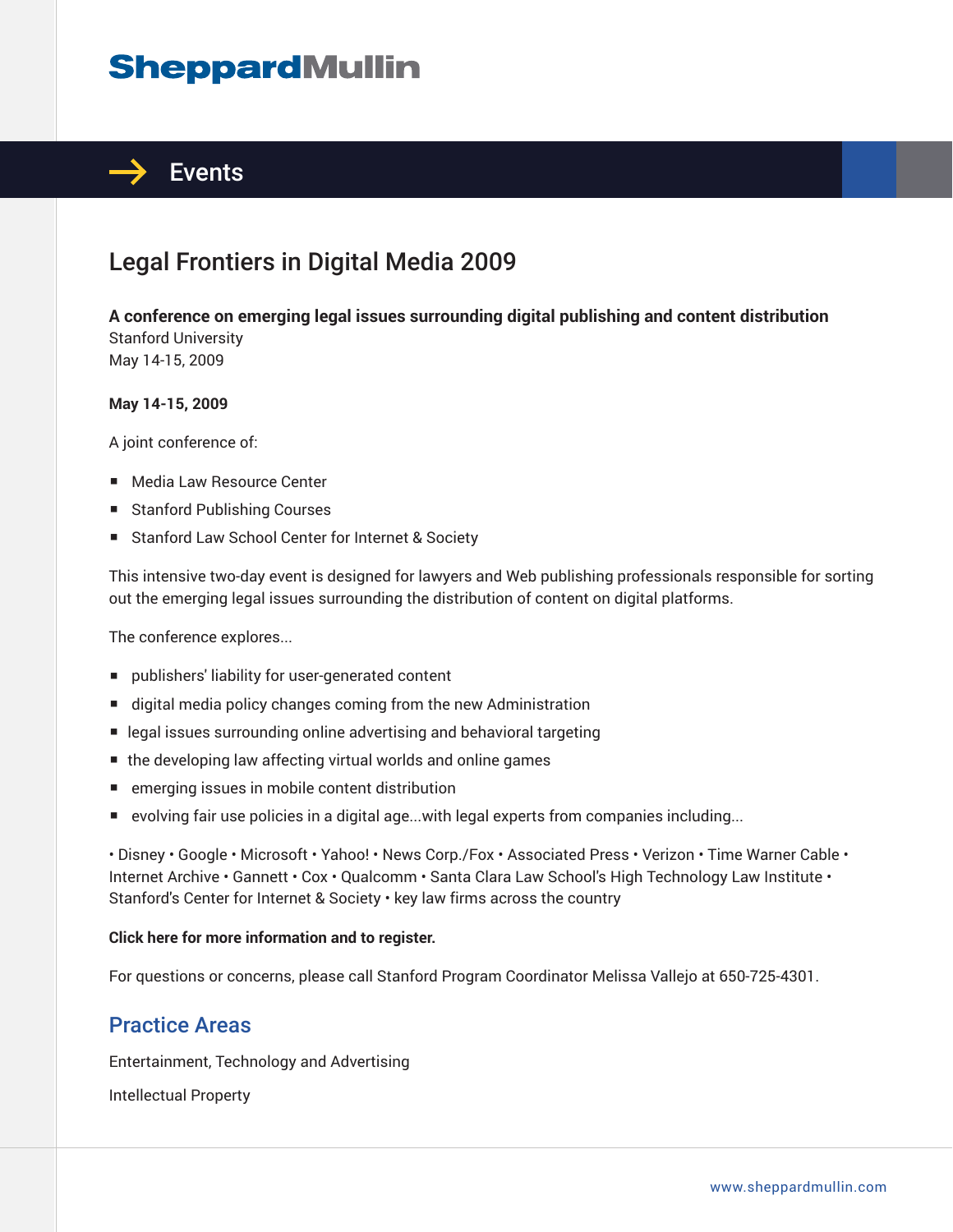# Events

## Legal Frontiers in Digital Media 2009

**A conference on emerging legal issues surrounding digital publishing and content distribution**
Stanford University
May 14-15, 2009

**May 14-15, 2009**

A joint conference of:

- Media Law Resource Center
- Stanford Publishing Courses
- Stanford Law School Center for Internet & Society

This intensive two-day event is designed for lawyers and Web publishing professionals responsible for sorting out the emerging legal issues surrounding the distribution of content on digital platforms.

The conference explores...

- publishers' liability for user-generated content
- digital media policy changes coming from the new Administration
- legal issues surrounding online advertising and behavioral targeting
- the developing law affecting virtual worlds and online games
- emerging issues in mobile content distribution
- evolving fair use policies in a digital age...with legal experts from companies including...

• Disney • Google • Microsoft • Yahoo! • News Corp./Fox • Associated Press • Verizon • Time Warner Cable • Internet Archive • Gannett • Cox • Qualcomm • Santa Clara Law School's High Technology Law Institute • Stanford's Center for Internet & Society • key law firms across the country

**Click here for more information and to register.**

For questions or concerns, please call Stanford Program Coordinator Melissa Vallejo at 650-725-4301.

## Practice Areas

Entertainment, Technology and Advertising

Intellectual Property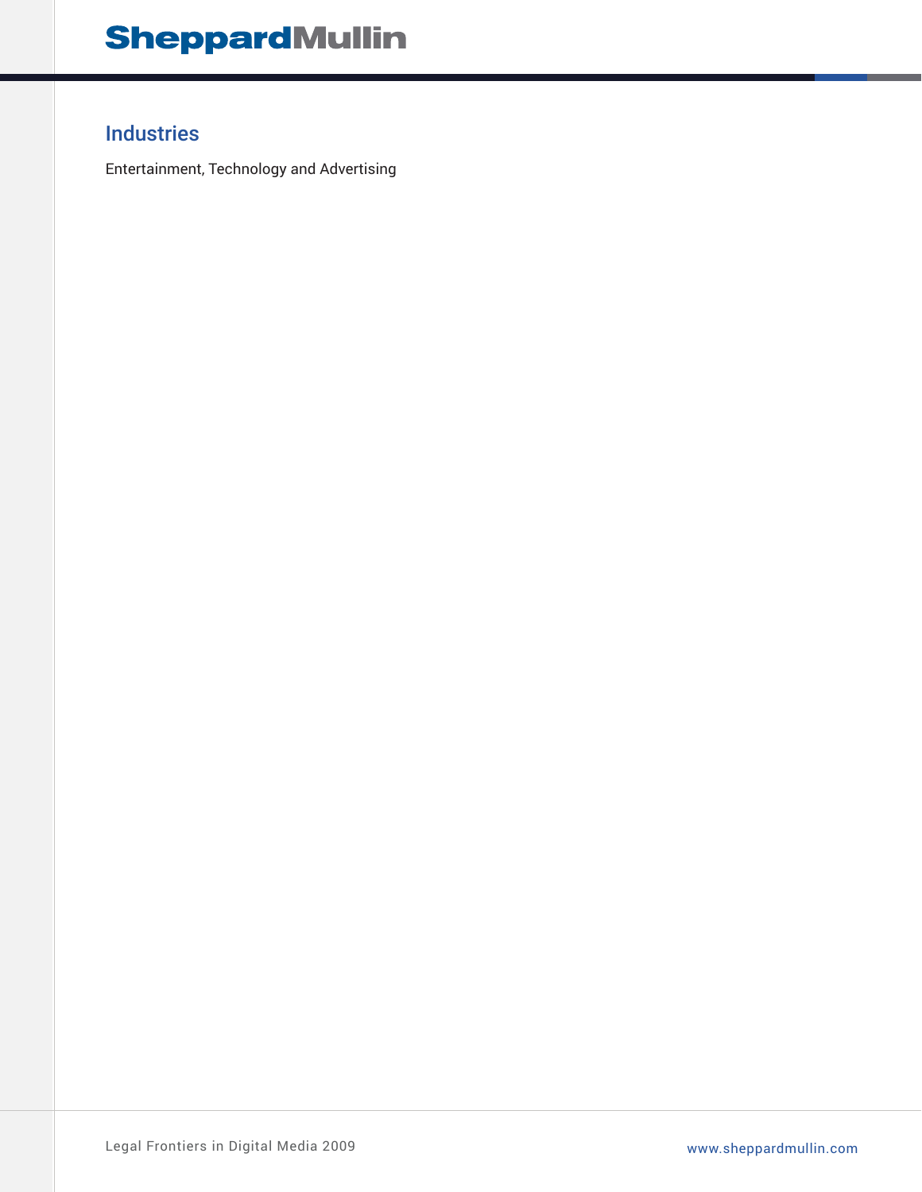## Industries

Entertainment, Technology and Advertising